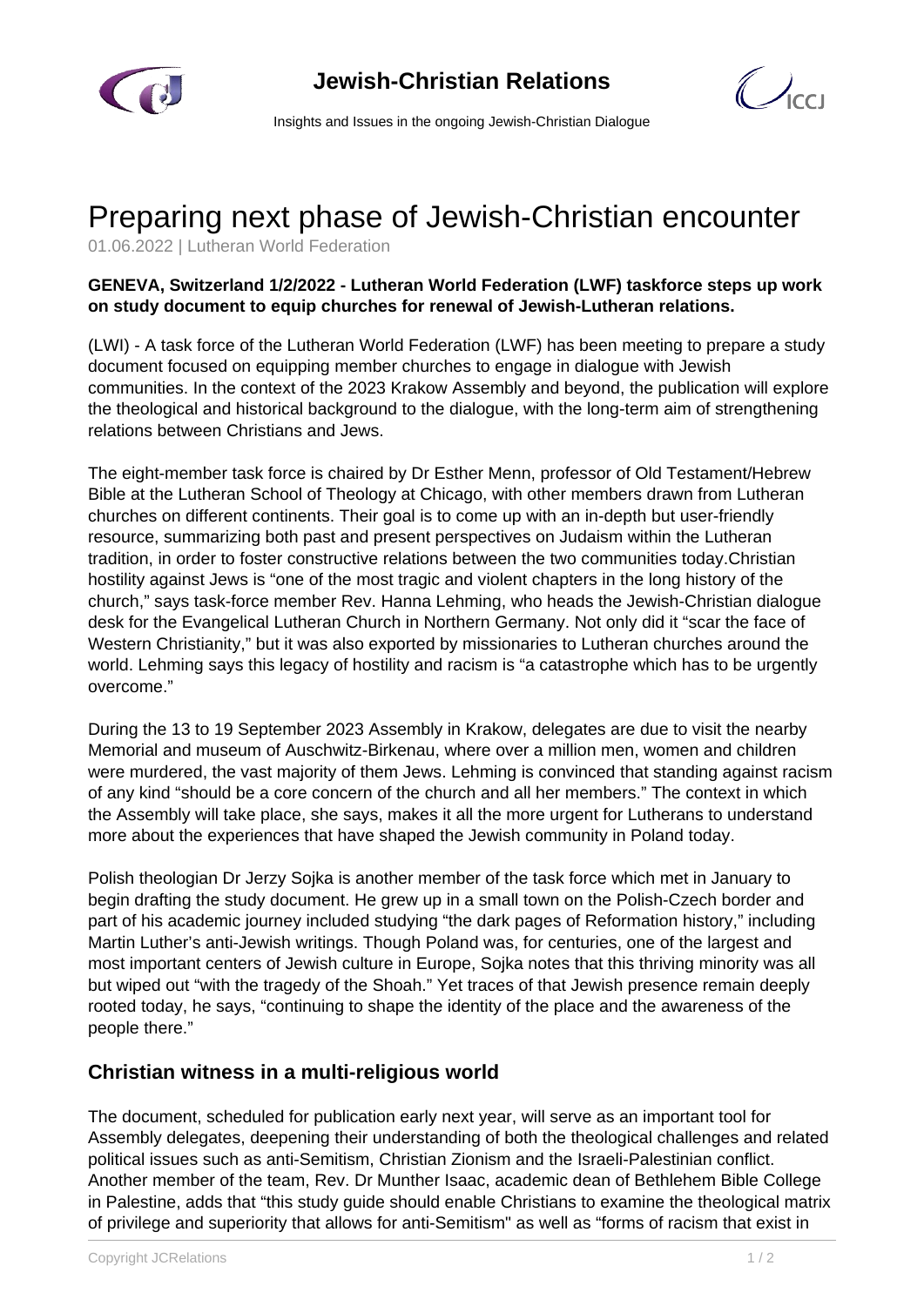# Preparing next phase of Jewish-Christian encounter

01.06.2022 | Lutheran World Federation

**GENEVA, Switzerland 1/2/2022 - Lutheran World Federation (LWF) taskforce steps up work on study document to equip churches for renewal of Jewish-Lutheran relations.**

(LWI) - A task force of the Lutheran World Federation (LWF) has been meeting to prepare a study document focused on equipping member churches to engage in dialogue with Jewish communities. In the context of the 2023 Krakow Assembly and beyond, the publication will explore the theological and historical background to the dialogue, with the long-term aim of strengthening relations between Christians and Jews.

The eight-member task force is chaired by Dr Esther Menn, professor of Old Testament/Hebrew Bible at the Lutheran School of Theology at Chicago, with other members drawn from Lutheran churches on different continents. Their goal is to come up with an in-depth but user-friendly resource, summarizing both past and present perspectives on Judaism within the Lutheran tradition, in order to foster constructive relations between the two communities today.Christian hostility against Jews is "one of the most tragic and violent chapters in the long history of the church," says task-force member Rev. Hanna Lehming, who heads the Jewish-Christian dialogue desk for the Evangelical Lutheran Church in Northern Germany. Not only did it "scar the face of Western Christianity," but it was also exported by missionaries to Lutheran churches around the world. Lehming says this legacy of hostility and racism is "a catastrophe which has to be urgently overcome."

During the 13 to 19 September 2023 Assembly in Krakow, delegates are due to visit the nearby Memorial and museum of Auschwitz-Birkenau, where over a million men, women and children were murdered, the vast majority of them Jews. Lehming is convinced that standing against racism of any kind "should be a core concern of the church and all her members." The context in which the Assembly will take place, she says, makes it all the more urgent for Lutherans to understand more about the experiences that have shaped the Jewish community in Poland today.

Polish theologian Dr Jerzy Sojka is another member of the task force which met in January to begin drafting the study document. He grew up in a small town on the Polish-Czech border and part of his academic journey included studying "the dark pages of Reformation history," including Martin Luther's anti-Jewish writings. Though Poland was, for centuries, one of the largest and most important centers of Jewish culture in Europe, Sojka notes that this thriving minority was all but wiped out "with the tragedy of the Shoah." Yet traces of that Jewish presence remain deeply rooted today, he says, "continuing to shape the identity of the place and the awareness of the people there."

## Christian witness in a multi-religious world

The document, scheduled for publication early next year, will serve as an important tool for Assembly delegates, deepening their understanding of both the theological challenges and related political issues such as anti-Semitism, Christian Zionism and the Israeli-Palestinian conflict. Another member of the team, Rev. Dr Munther Isaac, academic dean of Bethlehem Bible College in Palestine, adds that "this study guide should enable Christians to examine the theological matrix of privilege and superiority that allows for anti-Semitism" as well as "forms of racism that exist in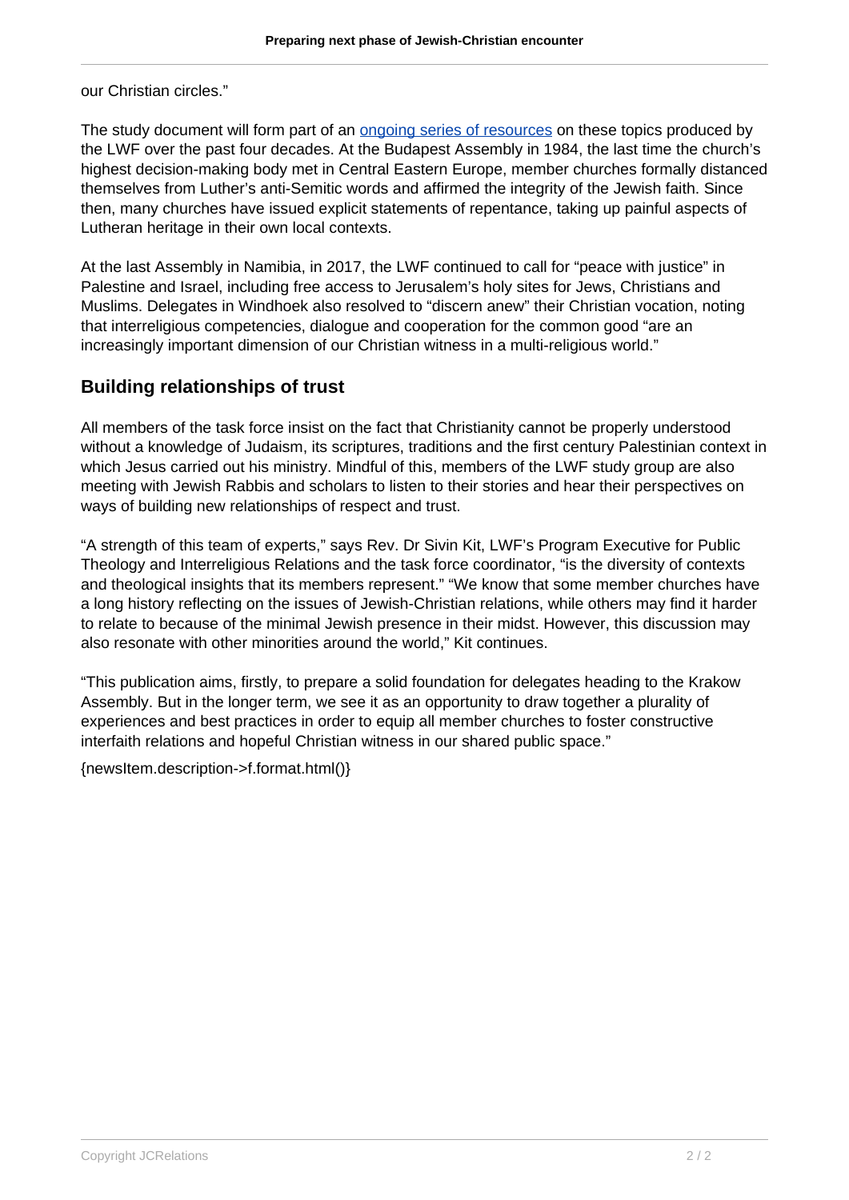our Christian circles."

The study document will form part of an [ongoing series of resources](#) on these topics produced by the LWF over the past four decades. At the Budapest Assembly in 1984, the last time the church's highest decision-making body met in Central Eastern Europe, member churches formally distanced themselves from Luther's anti-Semitic words and affirmed the integrity of the Jewish faith. Since then, many churches have issued explicit statements of repentance, taking up painful aspects of Lutheran heritage in their own local contexts.

At the last Assembly in Namibia, in 2017, the LWF continued to call for "peace with justice" in Palestine and Israel, including free access to Jerusalem's holy sites for Jews, Christians and Muslims. Delegates in Windhoek also resolved to "discern anew" their Christian vocation, noting that interreligious competencies, dialogue and cooperation for the common good "are an increasingly important dimension of our Christian witness in a multi-religious world."

## Building relationships of trust

All members of the task force insist on the fact that Christianity cannot be properly understood without a knowledge of Judaism, its scriptures, traditions and the first century Palestinian context in which Jesus carried out his ministry. Mindful of this, members of the LWF study group are also meeting with Jewish Rabbis and scholars to listen to their stories and hear their perspectives on ways of building new relationships of respect and trust.

"A strength of this team of experts," says Rev. Dr Sivin Kit, LWF's Program Executive for Public Theology and Interreligious Relations and the task force coordinator, "is the diversity of contexts and theological insights that its members represent." "We know that some member churches have a long history reflecting on the issues of Jewish-Christian relations, while others may find it harder to relate to because of the minimal Jewish presence in their midst. However, this discussion may also resonate with other minorities around the world," Kit continues.

"This publication aims, firstly, to prepare a solid foundation for delegates heading to the Krakow Assembly. But in the longer term, we see it as an opportunity to draw together a plurality of experiences and best practices in order to equip all member churches to foster constructive interfaith relations and hopeful Christian witness in our shared public space."

{newsItem.description->f.format.html()}